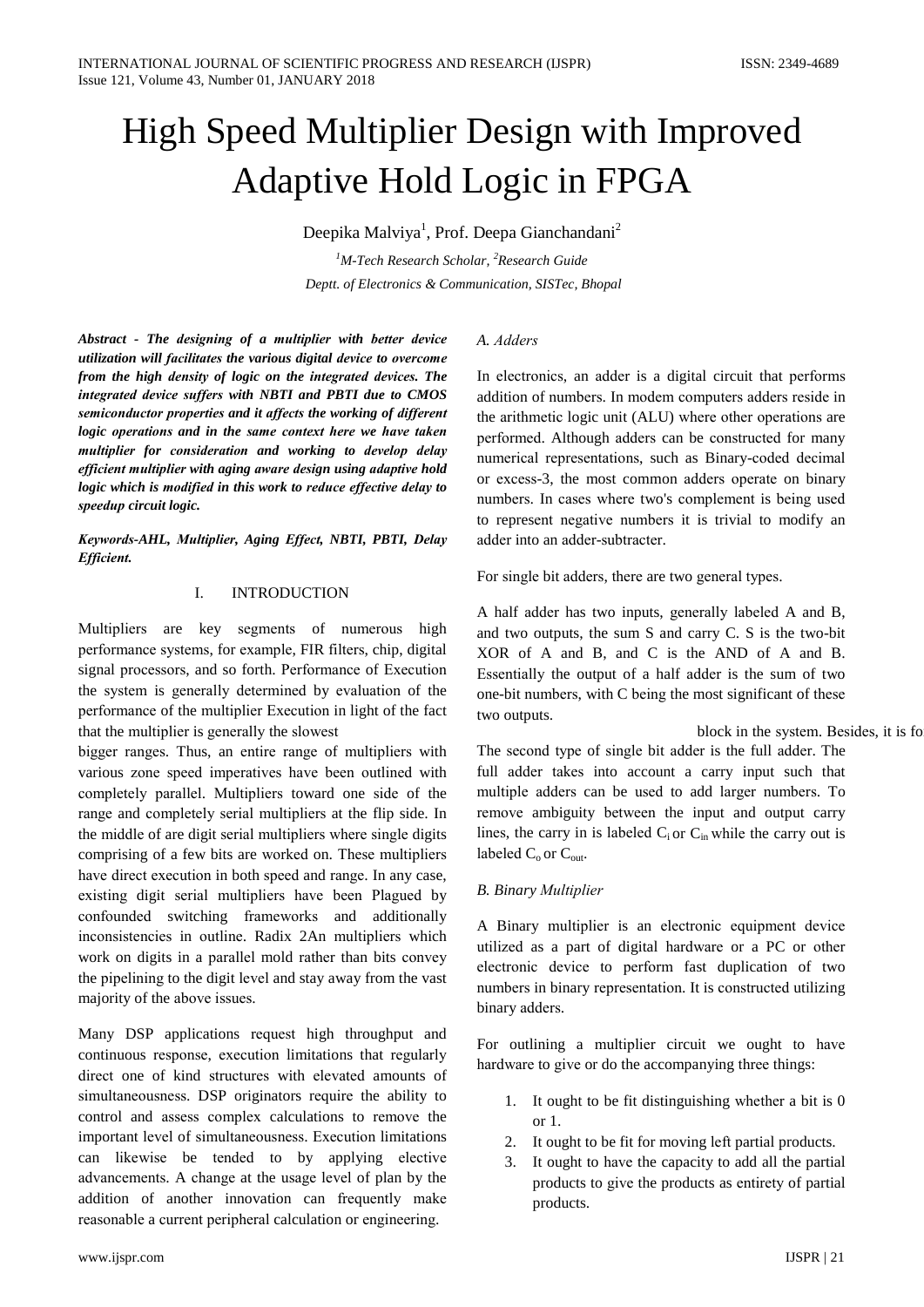# High Speed Multiplier Design with Improved Adaptive Hold Logic in FPGA

Deepika Malviya[1], Prof. Deepa Gianchandani[2]

[1]*M-Tech Research Scholar,* [2]*Research Guide*

*Deptt. of Electronics & Communication, SISTec, Bhopal*

***Abstract - The designing of a multiplier with better device utilization will facilitates the various digital device to overcome from the high density of logic on the integrated devices. The integrated device suffers with NBTI and PBTI due to CMOS semiconductor properties and it affects the working of different logic operations and in the same context here we have taken multiplier for consideration and working to develop delay efficient multiplier with aging aware design using adaptive hold logic which is modified in this work to reduce effective delay to speedup circuit logic.***

***Keywords-AHL, Multiplier, Aging Effect, NBTI, PBTI, Delay Efficient.***

## I. INTRODUCTION

Multipliers are key segments of numerous high performance systems, for example, FIR filters, chip, digital signal processors, and so forth. Performance of Execution the system is generally determined by evaluation of the performance of the multiplier Execution in light of the fact that the multiplier is generally the slowest block in the system. Besides, it is fo bigger ranges. Thus, an entire range of multipliers with various zone speed imperatives have been outlined with completely parallel. Multipliers toward one side of the range and completely serial multipliers at the flip side. In the middle of are digit serial multipliers where single digits comprising of a few bits are worked on. These multipliers have direct execution in both speed and range. In any case, existing digit serial multipliers have been Plagued by confounded switching frameworks and additionally inconsistencies in outline. Radix 2An multipliers which work on digits in a parallel mold rather than bits convey the pipelining to the digit level and stay away from the vast majority of the above issues.

Many DSP applications request high throughput and continuous response, execution limitations that regularly direct one of kind structures with elevated amounts of simultaneousness. DSP originators require the ability to control and assess complex calculations to remove the important level of simultaneousness. Execution limitations can likewise be tended to by applying elective advancements. A change at the usage level of plan by the addition of another innovation can frequently make reasonable a current peripheral calculation or engineering.

### *A. Adders*

In electronics, an adder is a digital circuit that performs addition of numbers. In modem computers adders reside in the arithmetic logic unit (ALU) where other operations are performed. Although adders can be constructed for many numerical representations, such as Binary-coded decimal or excess-3, the most common adders operate on binary numbers. In cases where two's complement is being used to represent negative numbers it is trivial to modify an adder into an adder-subtracter.

For single bit adders, there are two general types.

A half adder has two inputs, generally labeled A and B, and two outputs, the sum S and carry C. S is the two-bit XOR of A and B, and C is the AND of A and B. Essentially the output of a half adder is the sum of two one-bit numbers, with C being the most significant of these two outputs.

The second type of single bit adder is the full adder. The full adder takes into account a carry input such that multiple adders can be used to add larger numbers. To remove ambiguity between the input and output carry lines, the carry in is labeled $C_i$ or $C_{in}$ while the carry out is labeled $C_o$ or $C_{out}$.

### *B. Binary Multiplier*

A Binary multiplier is an electronic equipment device utilized as a part of digital hardware or a PC or other electronic device to perform fast duplication of two numbers in binary representation. It is constructed utilizing binary adders.

For outlining a multiplier circuit we ought to have hardware to give or do the accompanying three things:

1. It ought to be fit distinguishing whether a bit is 0 or 1.
2. It ought to be fit for moving left partial products.
3. It ought to have the capacity to add all the partial products to give the products as entirety of partial products.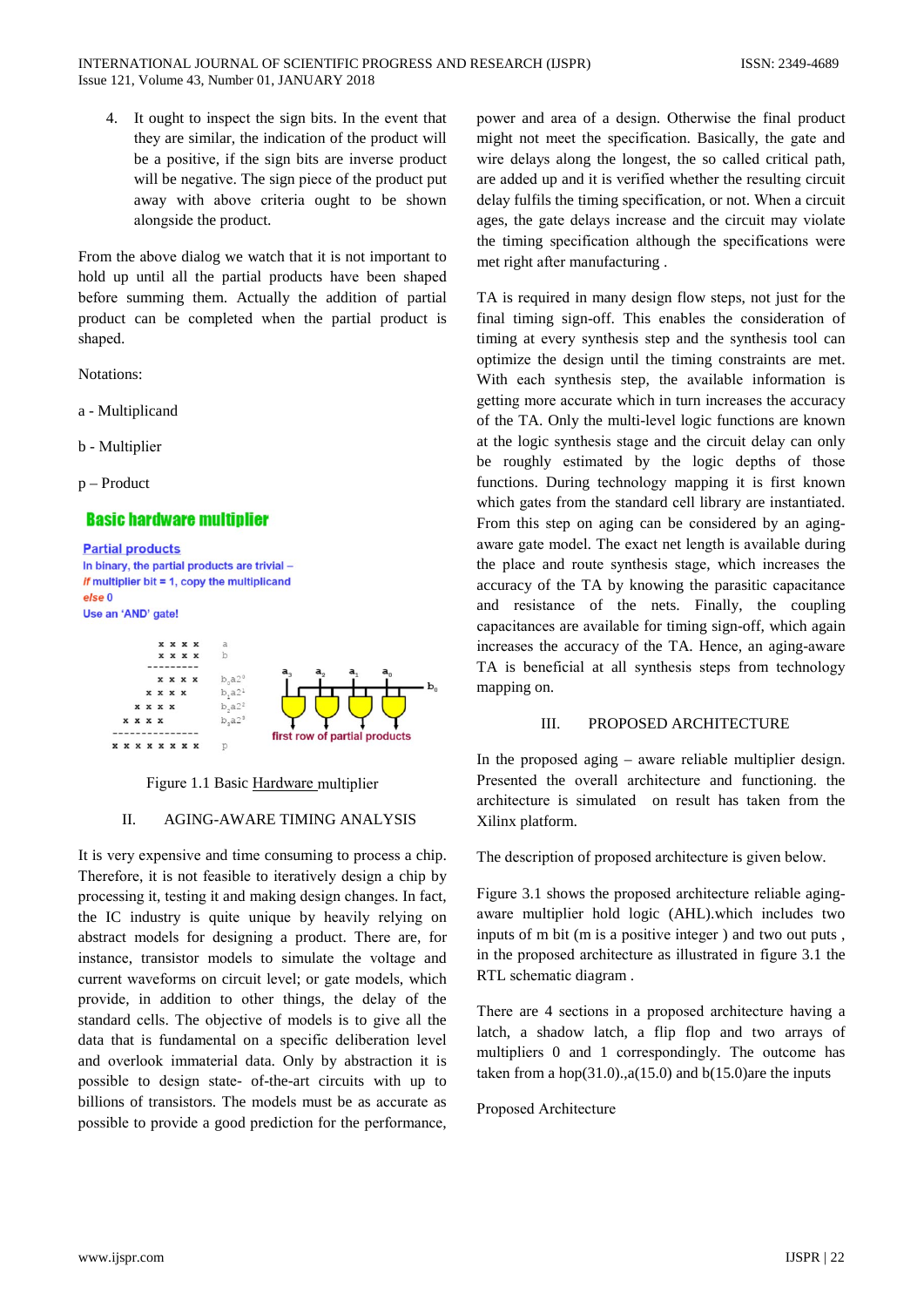4. It ought to inspect the sign bits. In the event that they are similar, the indication of the product will be a positive, if the sign bits are inverse product will be negative. The sign piece of the product put away with above criteria ought to be shown alongside the product.

From the above dialog we watch that it is not important to hold up until all the partial products have been shaped before summing them. Actually the addition of partial product can be completed when the partial product is shaped.

Notations:

a - Multiplicand

b - Multiplier

p – Product

**Basic hardware multiplier**

Partial products

In binary, the partial products are trivial – *if* multiplier bit = 1, copy the multiplicand *else* 0

Use an 'AND' gate!

Figure 1.1 Basic Hardware multiplier

## II. AGING-AWARE TIMING ANALYSIS

It is very expensive and time consuming to process a chip. Therefore, it is not feasible to iteratively design a chip by processing it, testing it and making design changes. In fact, the IC industry is quite unique by heavily relying on abstract models for designing a product. There are, for instance, transistor models to simulate the voltage and current waveforms on circuit level; or gate models, which provide, in addition to other things, the delay of the standard cells. The objective of models is to give all the data that is fundamental on a specific deliberation level and overlook immaterial data. Only by abstraction it is possible to design state- of-the-art circuits with up to billions of transistors. The models must be as accurate as possible to provide a good prediction for the performance, power and area of a design. Otherwise the final product might not meet the specification. Basically, the gate and wire delays along the longest, the so called critical path, are added up and it is verified whether the resulting circuit delay fulfils the timing specification, or not. When a circuit ages, the gate delays increase and the circuit may violate the timing specification although the specifications were met right after manufacturing .

TA is required in many design flow steps, not just for the final timing sign-off. This enables the consideration of timing at every synthesis step and the synthesis tool can optimize the design until the timing constraints are met. With each synthesis step, the available information is getting more accurate which in turn increases the accuracy of the TA. Only the multi-level logic functions are known at the logic synthesis stage and the circuit delay can only be roughly estimated by the logic depths of those functions. During technology mapping it is first known which gates from the standard cell library are instantiated. From this step on aging can be considered by an aging-aware gate model. The exact net length is available during the place and route synthesis stage, which increases the accuracy of the TA by knowing the parasitic capacitance and resistance of the nets. Finally, the coupling capacitances are available for timing sign-off, which again increases the accuracy of the TA. Hence, an aging-aware TA is beneficial at all synthesis steps from technology mapping on.

## III. PROPOSED ARCHITECTURE

In the proposed aging – aware reliable multiplier design. Presented the overall architecture and functioning. the architecture is simulated on result has taken from the Xilinx platform.

The description of proposed architecture is given below.

Figure 3.1 shows the proposed architecture reliable aging-aware multiplier hold logic (AHL).which includes two inputs of m bit (m is a positive integer ) and two out puts , in the proposed architecture as illustrated in figure 3.1 the RTL schematic diagram .

There are 4 sections in a proposed architecture having a latch, a shadow latch, a flip flop and two arrays of multipliers 0 and 1 correspondingly. The outcome has taken from a hop(31.0).,a(15.0) and b(15.0)are the inputs

Proposed Architecture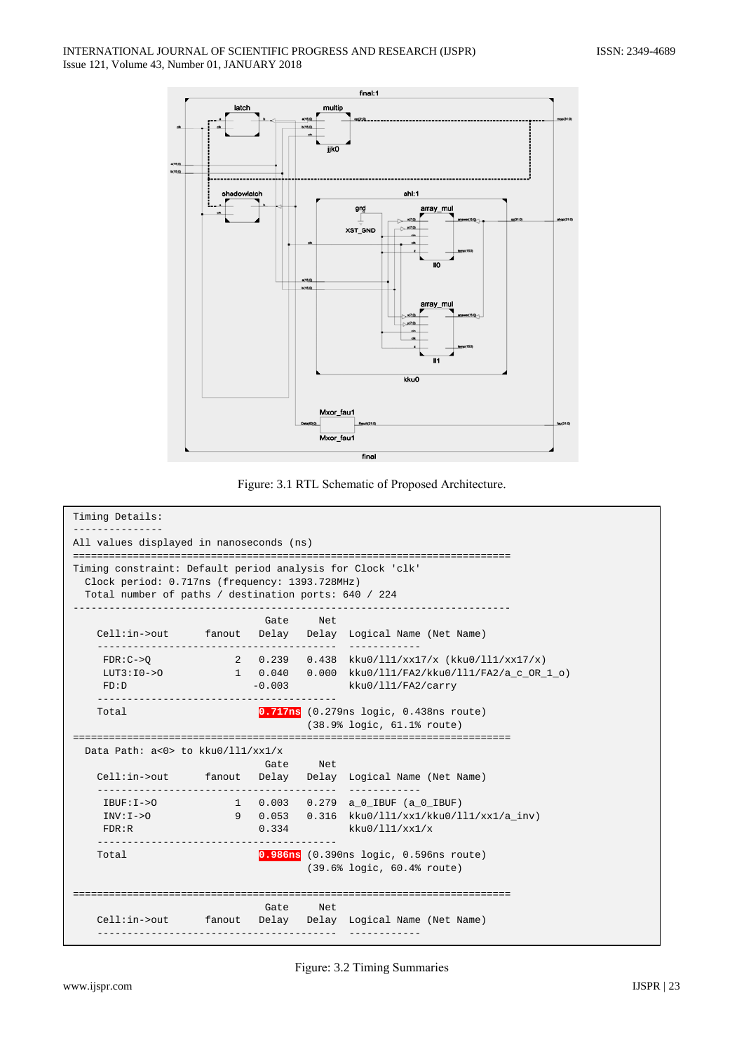Figure: 3.1 RTL Schematic of Proposed Architecture.

```
Timing Details:
---------------
All values displayed in nanoseconds (ns)

=========================================================================
Timing constraint: Default period analysis for Clock 'clk'
  Clock period: 0.717ns (frequency: 1393.728MHz)
  Total number of paths / destination ports: 640 / 224
-------------------------------------------------------------------------
                                Gate     Net
    Cell:in->out      fanout   Delay   Delay  Logical Name (Net Name)
    ----------------------------------------  ------------
     FDR:C->Q              2   0.239   0.438  kku0/ll1/xx17/x (kku0/ll1/xx17/x)
     LUT3:I0->O            1   0.040   0.000  kku0/ll1/FA2/kku0/ll1/FA2/a_c_OR_1_o)
     FD:D                     -0.003          kku0/ll1/FA2/carry
    ----------------------------------------
    Total                      0.717ns (0.279ns logic, 0.438ns route)
                                       (38.9% logic, 61.1% route)
=========================================================================
  Data Path: a<0> to kku0/ll1/xx1/x
                                Gate     Net
    Cell:in->out      fanout   Delay   Delay  Logical Name (Net Name)
    ----------------------------------------  ------------
     IBUF:I->O             1   0.003   0.279  a_0_IBUF (a_0_IBUF)
     INV:I->O              9   0.053   0.316  kku0/ll1/xx1/kku0/ll1/xx1/a_inv)
     FDR:R                     0.334          kku0/ll1/xx1/x
    ----------------------------------------
    Total                      0.986ns (0.390ns logic, 0.596ns route)
                                       (39.6% logic, 60.4% route)

=========================================================================
                                Gate     Net
    Cell:in->out      fanout   Delay   Delay  Logical Name (Net Name)
    ----------------------------------------  ------------
```

Figure: 3.2 Timing Summaries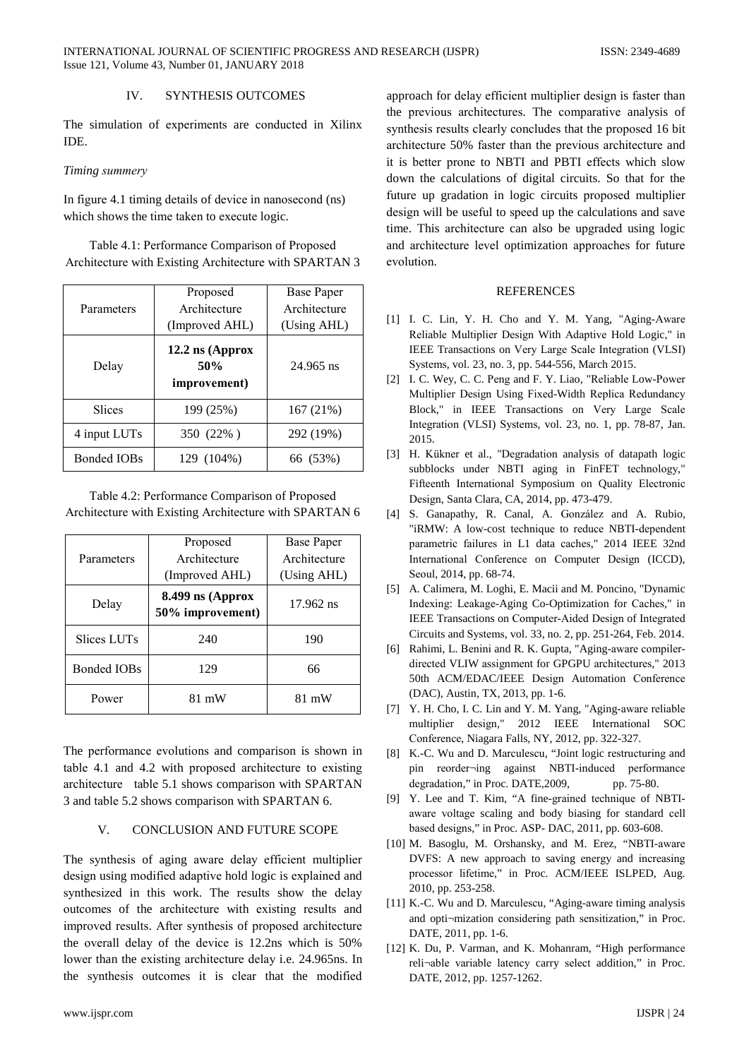## IV. SYNTHESIS OUTCOMES

The simulation of experiments are conducted in Xilinx IDE.

*Timing summery*

In figure 4.1 timing details of device in nanosecond (ns) which shows the time taken to execute logic.

Table 4.1: Performance Comparison of Proposed Architecture with Existing Architecture with SPARTAN 3

| Parameters | Proposed Architecture (Improved AHL) | Base Paper Architecture (Using AHL) |
|---|---|---|
| Delay | **12.2 ns (Approx 50% improvement)** | 24.965 ns |
| Slices | 199 (25%) | 167 (21%) |
| 4 input LUTs | 350 (22% ) | 292 (19%) |
| Bonded IOBs | 129 (104%) | 66 (53%) |

Table 4.2: Performance Comparison of Proposed Architecture with Existing Architecture with SPARTAN 6

| Parameters | Proposed Architecture (Improved AHL) | Base Paper Architecture (Using AHL) |
|---|---|---|
| Delay | **8.499 ns (Approx 50% improvement)** | 17.962 ns |
| Slices LUTs | 240 | 190 |
| Bonded IOBs | 129 | 66 |
| Power | 81 mW | 81 mW |

The performance evolutions and comparison is shown in table 4.1 and 4.2 with proposed architecture to existing architecture table 5.1 shows comparison with SPARTAN 3 and table 5.2 shows comparison with SPARTAN 6.

## V. CONCLUSION AND FUTURE SCOPE

The synthesis of aging aware delay efficient multiplier design using modified adaptive hold logic is explained and synthesized in this work. The results show the delay outcomes of the architecture with existing results and improved results. After synthesis of proposed architecture the overall delay of the device is 12.2ns which is 50% lower than the existing architecture delay i.e. 24.965ns. In the synthesis outcomes it is clear that the modified approach for delay efficient multiplier design is faster than the previous architectures. The comparative analysis of synthesis results clearly concludes that the proposed 16 bit architecture 50% faster than the previous architecture and it is better prone to NBTI and PBTI effects which slow down the calculations of digital circuits. So that for the future up gradation in logic circuits proposed multiplier design will be useful to speed up the calculations and save time. This architecture can also be upgraded using logic and architecture level optimization approaches for future evolution.

## REFERENCES

[1] I. C. Lin, Y. H. Cho and Y. M. Yang, "Aging-Aware Reliable Multiplier Design With Adaptive Hold Logic," in IEEE Transactions on Very Large Scale Integration (VLSI) Systems, vol. 23, no. 3, pp. 544-556, March 2015.

[2] I. C. Wey, C. C. Peng and F. Y. Liao, "Reliable Low-Power Multiplier Design Using Fixed-Width Replica Redundancy Block," in IEEE Transactions on Very Large Scale Integration (VLSI) Systems, vol. 23, no. 1, pp. 78-87, Jan. 2015.

[3] H. Kükner et al., "Degradation analysis of datapath logic subblocks under NBTI aging in FinFET technology," Fifteenth International Symposium on Quality Electronic Design, Santa Clara, CA, 2014, pp. 473-479.

[4] S. Ganapathy, R. Canal, A. González and A. Rubio, "iRMW: A low-cost technique to reduce NBTI-dependent parametric failures in L1 data caches," 2014 IEEE 32nd International Conference on Computer Design (ICCD), Seoul, 2014, pp. 68-74.

[5] A. Calimera, M. Loghi, E. Macii and M. Poncino, "Dynamic Indexing: Leakage-Aging Co-Optimization for Caches," in IEEE Transactions on Computer-Aided Design of Integrated Circuits and Systems, vol. 33, no. 2, pp. 251-264, Feb. 2014.

[6] Rahimi, L. Benini and R. K. Gupta, "Aging-aware compiler-directed VLIW assignment for GPGPU architectures," 2013 50th ACM/EDAC/IEEE Design Automation Conference (DAC), Austin, TX, 2013, pp. 1-6.

[7] Y. H. Cho, I. C. Lin and Y. M. Yang, "Aging-aware reliable multiplier design," 2012 IEEE International SOC Conference, Niagara Falls, NY, 2012, pp. 322-327.

[8] K.-C. Wu and D. Marculescu, "Joint logic restructuring and pin reorder¬ing against NBTI-induced performance degradation," in Proc. DATE,2009, pp. 75-80.

[9] Y. Lee and T. Kim, "A fine-grained technique of NBTI-aware voltage scaling and body biasing for standard cell based designs," in Proc. ASP- DAC, 2011, pp. 603-608.

[10] M. Basoglu, M. Orshansky, and M. Erez, "NBTI-aware DVFS: A new approach to saving energy and increasing processor lifetime," in Proc. ACM/IEEE ISLPED, Aug. 2010, pp. 253-258.

[11] K.-C. Wu and D. Marculescu, "Aging-aware timing analysis and opti¬mization considering path sensitization," in Proc. DATE, 2011, pp. 1-6.

[12] K. Du, P. Varman, and K. Mohanram, "High performance reli¬able variable latency carry select addition," in Proc. DATE, 2012, pp. 1257-1262.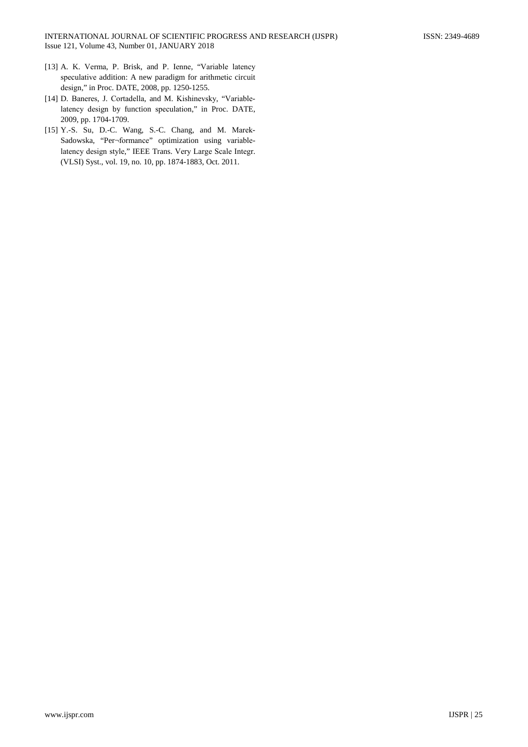[13] A. K. Verma, P. Brisk, and P. Ienne, "Variable latency speculative addition: A new paradigm for arithmetic circuit design," in Proc. DATE, 2008, pp. 1250-1255.

[14] D. Baneres, J. Cortadella, and M. Kishinevsky, "Variable-latency design by function speculation," in Proc. DATE, 2009, pp. 1704-1709.

[15] Y.-S. Su, D.-C. Wang, S.-C. Chang, and M. Marek-Sadowska, "Per¬formance" optimization using variable-latency design style," IEEE Trans. Very Large Scale Integr. (VLSI) Syst., vol. 19, no. 10, pp. 1874-1883, Oct. 2011.